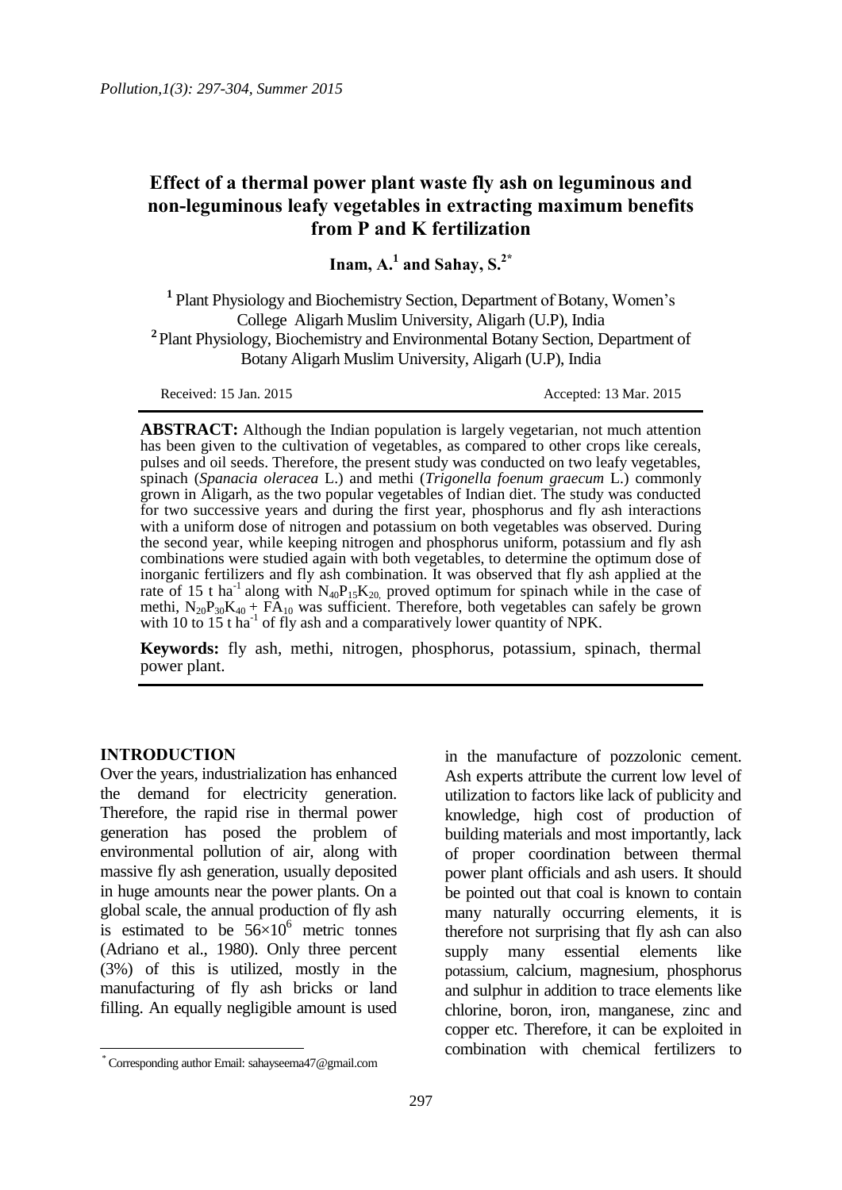# Effect of a thermal power plant waste fly ash on leguminous and non-leguminous leafy vegetables in extracting maximum benefits from P and K fertilization

**Inam, A.[1] and Sahay, S.[2*]**

[1] Plant Physiology and Biochemistry Section, Department of Botany, Women's College Aligarh Muslim University, Aligarh (U.P), India

[2] Plant Physiology, Biochemistry and Environmental Botany Section, Department of Botany Aligarh Muslim University, Aligarh (U.P), India

Received: 15 Jan. 2015 Accepted: 13 Mar. 2015

**ABSTRACT:** Although the Indian population is largely vegetarian, not much attention has been given to the cultivation of vegetables, as compared to other crops like cereals, pulses and oil seeds. Therefore, the present study was conducted on two leafy vegetables, spinach (*Spanacia oleracea* L.) and methi (*Trigonella foenum graecum* L.) commonly grown in Aligarh, as the two popular vegetables of Indian diet. The study was conducted for two successive years and during the first year, phosphorus and fly ash interactions with a uniform dose of nitrogen and potassium on both vegetables was observed. During the second year, while keeping nitrogen and phosphorus uniform, potassium and fly ash combinations were studied again with both vegetables, to determine the optimum dose of inorganic fertilizers and fly ash combination. It was observed that fly ash applied at the rate of 15 t $ha^{-1}$ along with $N_{40}P_{15}K_{20,}$ proved optimum for spinach while in the case of methi, $N_{20}P_{30}K_{40}$ + $FA_{10}$ was sufficient. Therefore, both vegetables can safely be grown with 10 to 15 t $ha^{-1}$ of fly ash and a comparatively lower quantity of NPK.

**Keywords:** fly ash, methi, nitrogen, phosphorus, potassium, spinach, thermal power plant.

## INTRODUCTION

Over the years, industrialization has enhanced the demand for electricity generation. Therefore, the rapid rise in thermal power generation has posed the problem of environmental pollution of air, along with massive fly ash generation, usually deposited in huge amounts near the power plants. On a global scale, the annual production of fly ash is estimated to be $56\times10^{6}$ metric tonnes (Adriano et al., 1980). Only three percent (3%) of this is utilized, mostly in the manufacturing of fly ash bricks or land filling. An equally negligible amount is used in the manufacture of pozzolonic cement. Ash experts attribute the current low level of utilization to factors like lack of publicity and knowledge, high cost of production of building materials and most importantly, lack of proper coordination between thermal power plant officials and ash users. It should be pointed out that coal is known to contain many naturally occurring elements, it is therefore not surprising that fly ash can also supply many essential elements like potassium, calcium, magnesium, phosphorus and sulphur in addition to trace elements like chlorine, boron, iron, manganese, zinc and copper etc. Therefore, it can be exploited in combination with chemical fertilizers to

[*] Corresponding author Email: sahayseema47@gmail.com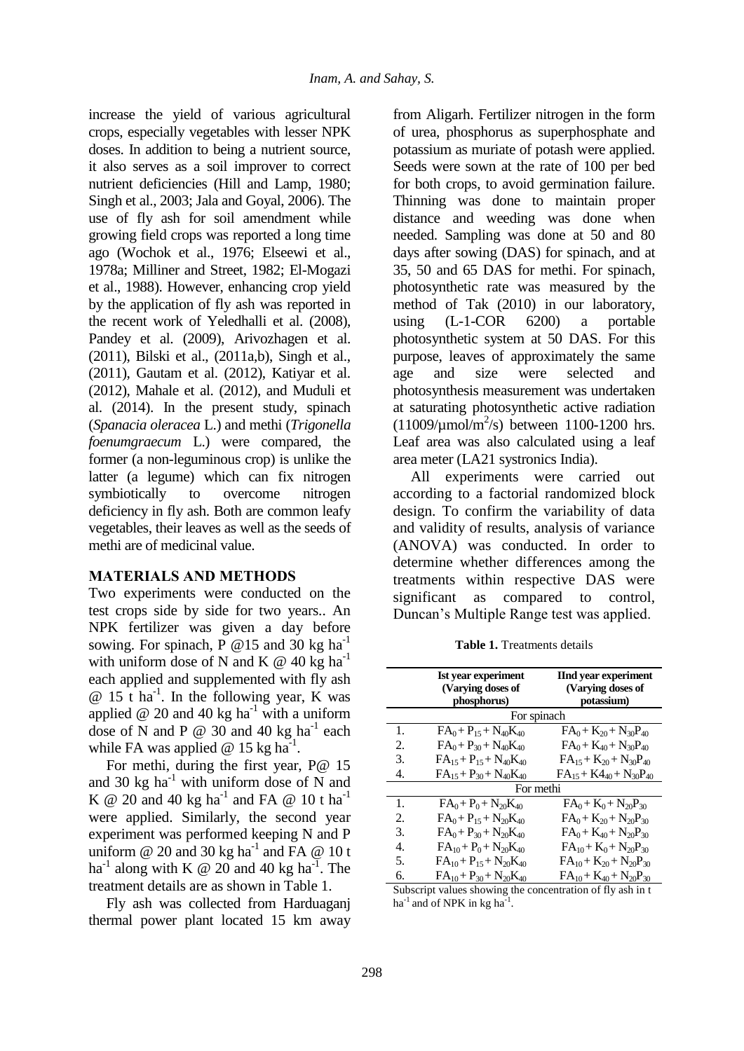increase the yield of various agricultural crops, especially vegetables with lesser NPK doses. In addition to being a nutrient source, it also serves as a soil improver to correct nutrient deficiencies (Hill and Lamp, 1980; Singh et al., 2003; Jala and Goyal, 2006). The use of fly ash for soil amendment while growing field crops was reported a long time ago (Wochok et al., 1976; Elseewi et al., 1978a; Milliner and Street, 1982; El-Mogazi et al., 1988). However, enhancing crop yield by the application of fly ash was reported in the recent work of Yeledhalli et al. (2008), Pandey et al. (2009), Arivozhagen et al. (2011), Bilski et al., (2011a,b), Singh et al., (2011), Gautam et al. (2012), Katiyar et al. (2012), Mahale et al. (2012), and Muduli et al. (2014). In the present study, spinach (*Spanacia oleracea* L.) and methi (*Trigonella foenumgraecum* L.) were compared, the former (a non-leguminous crop) is unlike the latter (a legume) which can fix nitrogen symbiotically to overcome nitrogen deficiency in fly ash. Both are common leafy vegetables, their leaves as well as the seeds of methi are of medicinal value.

## MATERIALS AND METHODS

Two experiments were conducted on the test crops side by side for two years.. An NPK fertilizer was given a day before sowing. For spinach, P @15 and 30 kg ha$^{-1}$ with uniform dose of N and K @ 40 kg ha$^{-1}$ each applied and supplemented with fly ash @ 15 t ha$^{-1}$. In the following year, K was applied @ 20 and 40 kg ha$^{-1}$ with a uniform dose of N and P @ 30 and 40 kg ha$^{-1}$ each while FA was applied @ 15 kg ha$^{-1}$.

For methi, during the first year, P@ 15 and 30 kg ha$^{-1}$ with uniform dose of N and K @ 20 and 40 kg ha$^{-1}$ and FA @ 10 t ha$^{-1}$ were applied. Similarly, the second year experiment was performed keeping N and P uniform @ 20 and 30 kg ha$^{-1}$ and FA @ 10 t ha$^{-1}$ along with K @ 20 and 40 kg ha$^{-1}$. The treatment details are as shown in Table 1.

Fly ash was collected from Harduaganj thermal power plant located 15 km away from Aligarh. Fertilizer nitrogen in the form of urea, phosphorus as superphosphate and potassium as muriate of potash were applied. Seeds were sown at the rate of 100 per bed for both crops, to avoid germination failure. Thinning was done to maintain proper distance and weeding was done when needed. Sampling was done at 50 and 80 days after sowing (DAS) for spinach, and at 35, 50 and 65 DAS for methi. For spinach, photosynthetic rate was measured by the method of Tak (2010) in our laboratory, using (L-1-COR 6200) a portable photosynthetic system at 50 DAS. For this purpose, leaves of approximately the same age and size were selected and photosynthesis measurement was undertaken at saturating photosynthetic active radiation (11009/µmol/m$^2$/s) between 1100-1200 hrs. Leaf area was also calculated using a leaf area meter (LA21 systronics India).

All experiments were carried out according to a factorial randomized block design. To confirm the variability of data and validity of results, analysis of variance (ANOVA) was conducted. In order to determine whether differences among the treatments within respective DAS were significant as compared to control, Duncan's Multiple Range test was applied.

**Table 1.** Treatments details

| | **Ist year experiment (Varying doses of phosphorus)** | **IInd year experiment (Varying doses of potassium)** |
|---|---|---|
| | For spinach | |
| 1. | $FA_0 + P_{15} + N_{40}K_{40}$ | $FA_0 + K_{20} + N_{30}P_{40}$ |
| 2. | $FA_0 + P_{30} + N_{40}K_{40}$ | $FA_0 + K_{40} + N_{30}P_{40}$ |
| 3. | $FA_{15} + P_{15} + N_{40}K_{40}$ | $FA_{15} + K_{20} + N_{30}P_{40}$ |
| 4. | $FA_{15} + P_{30} + N_{40}K_{40}$ | $FA_{15} + K4_{40} + N_{30}P_{40}$ |
| | For methi | |
| 1. | $FA_0 + P_0 + N_{20}K_{40}$ | $FA_0 + K_0 + N_{20}P_{30}$ |
| 2. | $FA_0 + P_{15} + N_{20}K_{40}$ | $FA_0 + K_{20} + N_{20}P_{30}$ |
| 3. | $FA_0 + P_{30} + N_{20}K_{40}$ | $FA_0 + K_{40} + N_{20}P_{30}$ |
| 4. | $FA_{10} + P_0 + N_{20}K_{40}$ | $FA_{10} + K_0 + N_{20}P_{30}$ |
| 5. | $FA_{10} + P_{15} + N_{20}K_{40}$ | $FA_{10} + K_{20} + N_{20}P_{30}$ |
| 6. | $FA_{10} + P_{30} + N_{20}K_{40}$ | $FA_{10} + K_{40} + N_{20}P_{30}$ |

Subscript values showing the concentration of fly ash in t ha$^{-1}$ and of NPK in kg ha$^{-1}$.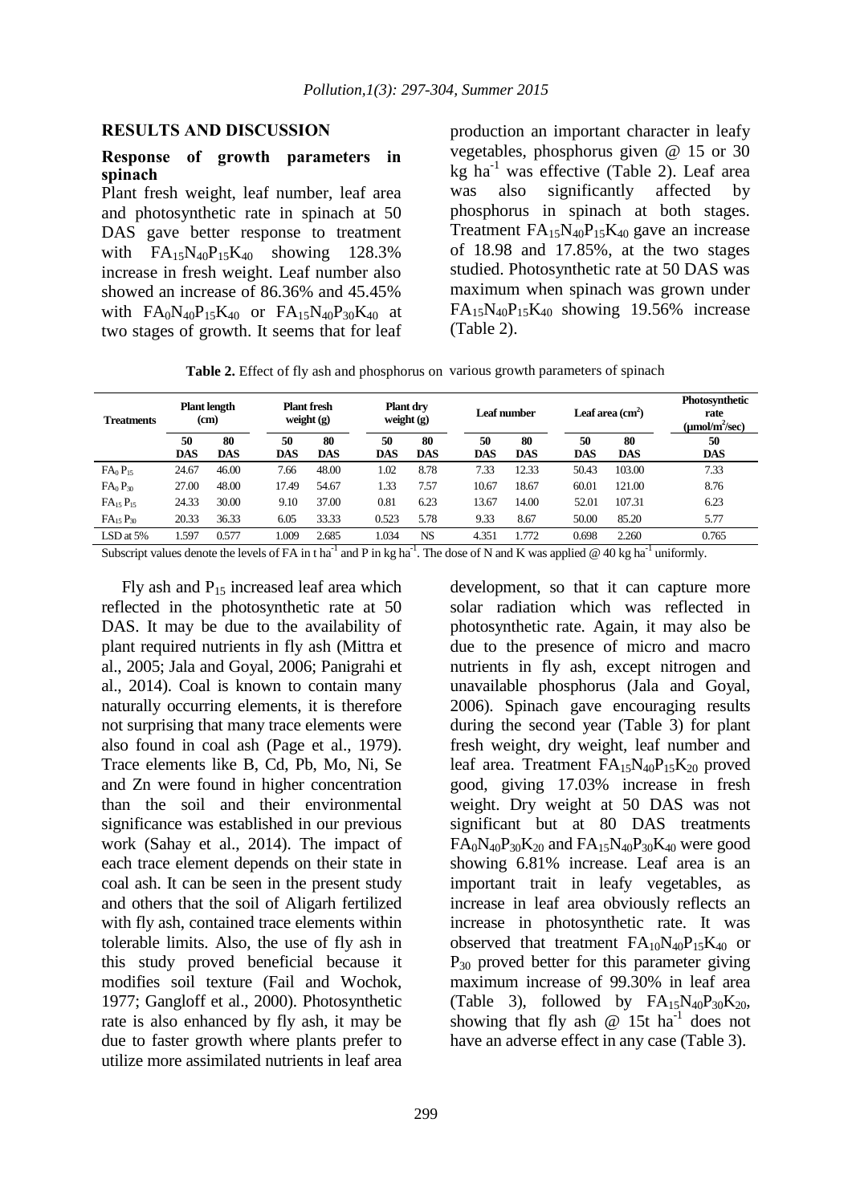## RESULTS AND DISCUSSION

### Response of growth parameters in spinach

Plant fresh weight, leaf number, leaf area and photosynthetic rate in spinach at 50 DAS gave better response to treatment with $FA_{15}N_{40}P_{15}K_{40}$ showing 128.3% increase in fresh weight. Leaf number also showed an increase of 86.36% and 45.45% with $FA_0N_{40}P_{15}K_{40}$ or $FA_{15}N_{40}P_{30}K_{40}$ at two stages of growth. It seems that for leaf production an important character in leafy vegetables, phosphorus given @ 15 or 30 kg $ha^{-1}$ was effective (Table 2). Leaf area was also significantly affected by phosphorus in spinach at both stages. Treatment $FA_{15}N_{40}P_{15}K_{40}$ gave an increase of 18.98 and 17.85%, at the two stages studied. Photosynthetic rate at 50 DAS was maximum when spinach was grown under $FA_{15}N_{40}P_{15}K_{40}$ showing 19.56% increase (Table 2).

**Table 2.** Effect of fly ash and phosphorus on various growth parameters of spinach

| Treatments | Plant length (cm) | | Plant fresh weight (g) | | Plant dry weight (g) | | Leaf number | | Leaf area ($cm^2$) | | Photosynthetic rate ($\mu mol/m^2/sec$) |
|---|---|---|---|---|---|---|---|---|---|---|---|
| | 50 DAS | 80 DAS | 50 DAS | 80 DAS | 50 DAS | 80 DAS | 50 DAS | 80 DAS | 50 DAS | 80 DAS | 50 DAS |
| $FA_0 P_{15}$ | 24.67 | 46.00 | 7.66 | 48.00 | 1.02 | 8.78 | 7.33 | 12.33 | 50.43 | 103.00 | 7.33 |
| $FA_0 P_{30}$ | 27.00 | 48.00 | 17.49 | 54.67 | 1.33 | 7.57 | 10.67 | 18.67 | 60.01 | 121.00 | 8.76 |
| $FA_{15} P_{15}$ | 24.33 | 30.00 | 9.10 | 37.00 | 0.81 | 6.23 | 13.67 | 14.00 | 52.01 | 107.31 | 6.23 |
| $FA_{15} P_{30}$ | 20.33 | 36.33 | 6.05 | 33.33 | 0.523 | 5.78 | 9.33 | 8.67 | 50.00 | 85.20 | 5.77 |
| LSD at 5% | 1.597 | 0.577 | 1.009 | 2.685 | 1.034 | NS | 4.351 | 1.772 | 0.698 | 2.260 | 0.765 |

Subscript values denote the levels of FA in t $ha^{-1}$ and P in kg $ha^{-1}$. The dose of N and K was applied @ 40 kg $ha^{-1}$ uniformly.

Fly ash and $P_{15}$ increased leaf area which reflected in the photosynthetic rate at 50 DAS. It may be due to the availability of plant required nutrients in fly ash (Mittra et al., 2005; Jala and Goyal, 2006; Panigrahi et al., 2014). Coal is known to contain many naturally occurring elements, it is therefore not surprising that many trace elements were also found in coal ash (Page et al., 1979). Trace elements like B, Cd, Pb, Mo, Ni, Se and Zn were found in higher concentration than the soil and their environmental significance was established in our previous work (Sahay et al., 2014). The impact of each trace element depends on their state in coal ash. It can be seen in the present study and others that the soil of Aligarh fertilized with fly ash, contained trace elements within tolerable limits. Also, the use of fly ash in this study proved beneficial because it modifies soil texture (Fail and Wochok, 1977; Gangloff et al., 2000). Photosynthetic rate is also enhanced by fly ash, it may be due to faster growth where plants prefer to utilize more assimilated nutrients in leaf area development, so that it can capture more solar radiation which was reflected in photosynthetic rate. Again, it may also be due to the presence of micro and macro nutrients in fly ash, except nitrogen and unavailable phosphorus (Jala and Goyal, 2006). Spinach gave encouraging results during the second year (Table 3) for plant fresh weight, dry weight, leaf number and leaf area. Treatment $FA_{15}N_{40}P_{15}K_{20}$ proved good, giving 17.03% increase in fresh weight. Dry weight at 50 DAS was not significant but at 80 DAS treatments $FA_0N_{40}P_{30}K_{20}$ and $FA_{15}N_{40}P_{30}K_{40}$ were good showing 6.81% increase. Leaf area is an important trait in leafy vegetables, as increase in leaf area obviously reflects an increase in photosynthetic rate. It was observed that treatment $FA_{10}N_{40}P_{15}K_{40}$ or $P_{30}$ proved better for this parameter giving maximum increase of 99.30% in leaf area (Table 3), followed by $FA_{15}N_{40}P_{30}K_{20}$, showing that fly ash @ 15t $ha^{-1}$ does not have an adverse effect in any case (Table 3).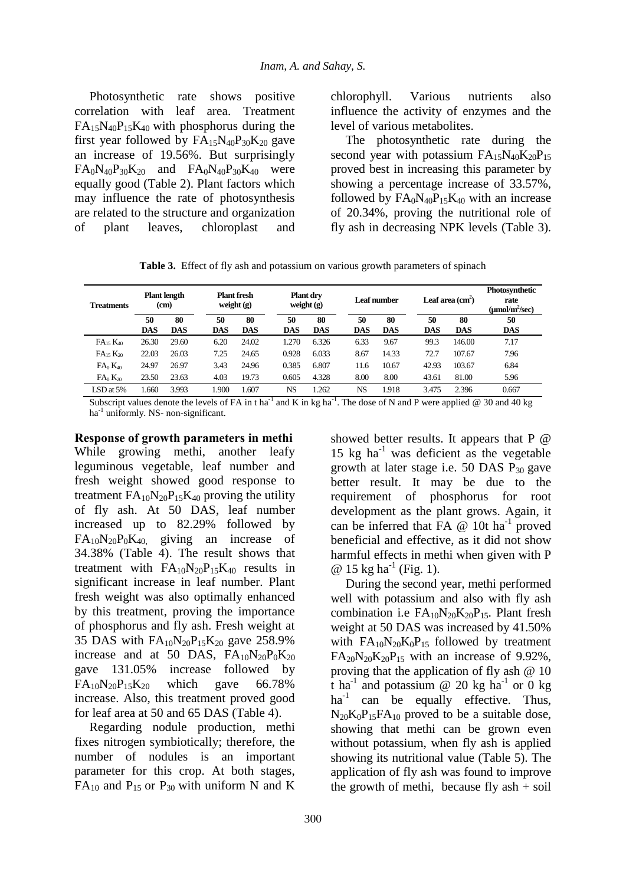Photosynthetic rate shows positive correlation with leaf area. Treatment $FA_{15}N_{40}P_{15}K_{40}$ with phosphorus during the first year followed by $FA_{15}N_{40}P_{30}K_{20}$ gave an increase of 19.56%. But surprisingly $FA_0N_{40}P_{30}K_{20}$ and $FA_0N_{40}P_{30}K_{40}$ were equally good (Table 2). Plant factors which may influence the rate of photosynthesis are related to the structure and organization of plant leaves, chloroplast and chlorophyll. Various nutrients also influence the activity of enzymes and the level of various metabolites.

The photosynthetic rate during the second year with potassium $FA_{15}N_{40}K_{20}P_{15}$ proved best in increasing this parameter by showing a percentage increase of 33.57%, followed by $FA_0N_{40}P_{15}K_{40}$ with an increase of 20.34%, proving the nutritional role of fly ash in decreasing NPK levels (Table 3).

**Table 3.** Effect of fly ash and potassium on various growth parameters of spinach

| Treatments | Plant length (cm) | | Plant fresh weight (g) | | Plant dry weight (g) | | Leaf number | | Leaf area ($cm^2$) | | Photosynthetic rate ($\mu mol/m^2/sec$) |
|---|---|---|---|---|---|---|---|---|---|---|---|
| | 50 DAS | 80 DAS | 50 DAS | 80 DAS | 50 DAS | 80 DAS | 50 DAS | 80 DAS | 50 DAS | 80 DAS | 50 DAS |
| $FA_{15}K_{40}$ | 26.30 | 29.60 | 6.20 | 24.02 | 1.270 | 6.326 | 6.33 | 9.67 | 99.3 | 146.00 | 7.17 |
| $FA_{15}K_{20}$ | 22.03 | 26.03 | 7.25 | 24.65 | 0.928 | 6.033 | 8.67 | 14.33 | 72.7 | 107.67 | 7.96 |
| $FA_0K_{40}$ | 24.97 | 26.97 | 3.43 | 24.96 | 0.385 | 6.807 | 11.6 | 10.67 | 42.93 | 103.67 | 6.84 |
| $FA_0K_{20}$ | 23.50 | 23.63 | 4.03 | 19.73 | 0.605 | 4.328 | 8.00 | 8.00 | 43.61 | 81.00 | 5.96 |
| LSD at 5% | 1.660 | 3.993 | 1.900 | 1.607 | NS | 1.262 | NS | 1.918 | 3.475 | 2.396 | 0.667 |

Subscript values denote the levels of FA in t $ha^{-1}$ and K in kg $ha^{-1}$. The dose of N and P were applied @ 30 and 40 kg $ha^{-1}$ uniformly. NS- non-significant.

**Response of growth parameters in methi**

While growing methi, another leafy leguminous vegetable, leaf number and fresh weight showed good response to treatment $FA_{10}N_{20}P_{15}K_{40}$ proving the utility of fly ash. At 50 DAS, leaf number increased up to 82.29% followed by $FA_{10}N_{20}P_0K_{40}$, giving an increase of 34.38% (Table 4). The result shows that treatment with $FA_{10}N_{20}P_{15}K_{40}$ results in significant increase in leaf number. Plant fresh weight was also optimally enhanced by this treatment, proving the importance of phosphorus and fly ash. Fresh weight at 35 DAS with $FA_{10}N_{20}P_{15}K_{20}$ gave 258.9% increase and at 50 DAS, $FA_{10}N_{20}P_0K_{20}$ gave 131.05% increase followed by $FA_{10}N_{20}P_{15}K_{20}$ which gave 66.78% increase. Also, this treatment proved good for leaf area at 50 and 65 DAS (Table 4).

Regarding nodule production, methi fixes nitrogen symbiotically; therefore, the number of nodules is an important parameter for this crop. At both stages, $FA_{10}$ and $P_{15}$ or $P_{30}$ with uniform N and K showed better results. It appears that P @ 15 kg $ha^{-1}$ was deficient as the vegetable growth at later stage i.e. 50 DAS $P_{30}$ gave better result. It may be due to the requirement of phosphorus for root development as the plant grows. Again, it can be inferred that FA @ 10t $ha^{-1}$ proved beneficial and effective, as it did not show harmful effects in methi when given with P @ 15 kg $ha^{-1}$ (Fig. 1).

During the second year, methi performed well with potassium and also with fly ash combination i.e $FA_{10}N_{20}K_{20}P_{15}$. Plant fresh weight at 50 DAS was increased by 41.50% with $FA_{10}N_{20}K_0P_{15}$ followed by treatment $FA_{20}N_{20}K_{20}P_{15}$ with an increase of 9.92%, proving that the application of fly ash @ 10 t $ha^{-1}$ and potassium @ 20 kg $ha^{-1}$ or 0 kg $ha^{-1}$ can be equally effective. Thus, $N_{20}K_0P_{15}FA_{10}$ proved to be a suitable dose, showing that methi can be grown even without potassium, when fly ash is applied showing its nutritional value (Table 5). The application of fly ash was found to improve the growth of methi, because fly ash + soil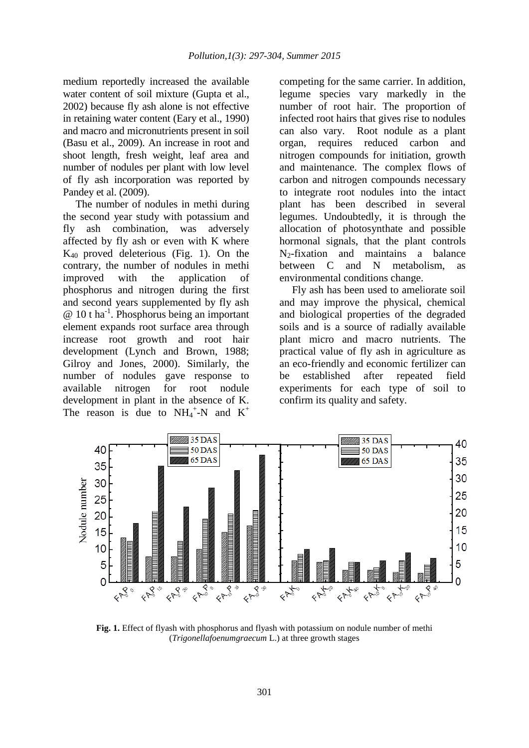medium reportedly increased the available water content of soil mixture (Gupta et al., 2002) because fly ash alone is not effective in retaining water content (Eary et al., 1990) and macro and micronutrients present in soil (Basu et al., 2009). An increase in root and shoot length, fresh weight, leaf area and number of nodules per plant with low level of fly ash incorporation was reported by Pandey et al. (2009).

The number of nodules in methi during the second year study with potassium and fly ash combination, was adversely affected by fly ash or even with K where $K_{40}$ proved deleterious (Fig. 1). On the contrary, the number of nodules in methi improved with the application of phosphorus and nitrogen during the first and second years supplemented by fly ash @ 10 t ha$^{-1}$. Phosphorus being an important element expands root surface area through increase root growth and root hair development (Lynch and Brown, 1988; Gilroy and Jones, 2000). Similarly, the number of nodules gave response to available nitrogen for root nodule development in plant in the absence of K. The reason is due to $NH_4^+$-N and $K^+$ competing for the same carrier. In addition, legume species vary markedly in the number of root hair. The proportion of infected root hairs that gives rise to nodules can also vary. Root nodule as a plant organ, requires reduced carbon and nitrogen compounds for initiation, growth and maintenance. The complex flows of carbon and nitrogen compounds necessary to integrate root nodules into the intact plant has been described in several legumes. Undoubtedly, it is through the allocation of photosynthate and possible hormonal signals, that the plant controls $N_2$-fixation and maintains a balance between C and N metabolism, as environmental conditions change.

Fly ash has been used to ameliorate soil and may improve the physical, chemical and biological properties of the degraded soils and is a source of radially available plant micro and macro nutrients. The practical value of fly ash in agriculture as an eco-friendly and economic fertilizer can be established after repeated field experiments for each type of soil to confirm its quality and safety.

**Fig. 1.** Effect of flyash with phosphorus and flyash with potassium on nodule number of methi (*Trigonellafoenumgraecum* L.) at three growth stages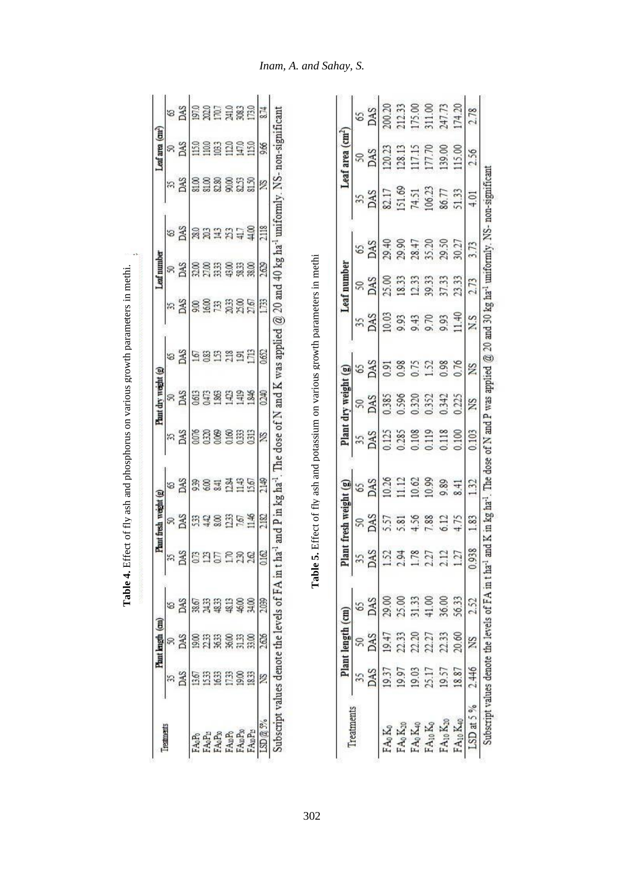**Table 4.** Effect of fly ash and phosphorus on various growth parameters in methi.

| Treatments | Plant length (cm) | | | Plant fresh weight (g) | | | Plant dry weight (g) | | | Leaf number | | | Leaf area ($cm^2$) | | |
|---|---|---|---|---|---|---|---|---|---|---|---|---|---|---|---|
| | 35 DAS | 50 DAS | 65 DAS | 35 DAS | 50 DAS | 65 DAS | 35 DAS | 50 DAS | 65 DAS | 35 DAS | 50 DAS | 65 DAS | 35 DAS | 50 DAS | 65 DAS |
| $FA_0P_0$ | 13.67 | 19.00 | 38.67 | 0.73 | 5.33 | 9.39 | 0.076 | 0.613 | 1.67 | 9.00 | 32.00 | 28.0 | 81.00 | 115.0 | 197.0 |
| $FA_0P_{15}$ | 15.33 | 22.33 | 24.33 | 1.23 | 4.42 | 6.00 | 0.320 | 0.473 | 0.83 | 16.00 | 27.00 | 20.3 | 81.00 | 110.0 | 202.0 |
| $FA_0P_{30}$ | 16.33 | 36.33 | 48.33 | 0.77 | 8.00 | 8.41 | 0.069 | 1.863 | 1.53 | 7.33 | 33.33 | 14.3 | 82.80 | 103.3 | 170.7 |
| $FA_{10}P_0$ | 17.33 | 36.00 | 48.13 | 1.70 | 12.33 | 12.84 | 0.160 | 1.423 | 2.18 | 20.33 | 43.00 | 25.3 | 90.00 | 112.0 | 241.0 |
| $FA_{10}P_{30}$ | 19.00 | 31.33 | 46.00 | 2.30 | 7.67 | 11.43 | 0.333 | 1.419 | 1.91 | 25.00 | 38.33 | 41.7 | 82.53 | 147.0 | 308.3 |
| $FA_{10}P_{15}$ | 18.33 | 33.00 | 34.00 | 2.62 | 11.46 | 15.67 | 0.313 | 1.846 | 1.713 | 27.67 | 38.00 | 44.00 | 81.50 | 115.0 | 173.0 |
| LSD @ 5% | NS | 2.626 | 2.039 | 0.162 | 2.182 | 2.149 | NS | 0.240 | 0.652 | 1.733 | 2.629 | 2.118 | NS | 9.66 | 8.74 |

Subscript values denote the levels of FA in t $ha^{-1}$ and P in kg $ha^{-1}$. The dose of N and K was applied @ 20 and 40 kg $ha^{-1}$ uniformly. NS- non-significant

**Table 5.** Effect of fly ash and potassium on various growth parameters in methi

| Treatments | Plant length (cm) | | | Plant fresh weight (g) | | | Plant dry weight (g) | | | Leaf number | | | Leaf area ($cm^2$) | | |
|---|---|---|---|---|---|---|---|---|---|---|---|---|---|---|---|
| | 35 DAS | 50 DAS | 65 DAS | 35 DAS | 50 DAS | 65 DAS | 35 DAS | 50 DAS | 65 DAS | 35 DAS | 50 DAS | 65 DAS | 35 DAS | 50 DAS | 65 DAS |
| $FA_0K_0$ | 19.37 | 19.47 | 29.00 | 1.52 | 5.57 | 10.26 | 0.125 | 0.385 | 0.91 | 10.03 | 25.00 | 29.40 | 82.17 | 120.23 | 200.20 |
| $FA_0K_{20}$ | 19.97 | 22.33 | 25.00 | 2.94 | 5.81 | 11.12 | 0.285 | 0.596 | 0.98 | 9.93 | 18.33 | 29.90 | 151.69 | 128.13 | 212.33 |
| $FA_0K_{40}$ | 19.03 | 22.20 | 31.33 | 1.78 | 4.56 | 10.62 | 0.108 | 0.320 | 0.75 | 9.43 | 12.33 | 28.47 | 74.51 | 117.15 | 175.00 |
| $FA_{10}K_0$ | 25.17 | 22.27 | 41.00 | 2.27 | 7.88 | 10.99 | 0.119 | 0.352 | 1.52 | 9.70 | 39.33 | 35.20 | 106.23 | 177.70 | 311.00 |
| $FA_{10}K_{20}$ | 19.57 | 22.33 | 36.00 | 2.12 | 6.12 | 9.89 | 0.118 | 0.342 | 0.98 | 9.93 | 37.33 | 29.50 | 86.77 | 139.00 | 247.73 |
| $FA_{10}K_{40}$ | 18.87 | 20.60 | 56.33 | 1.27 | 4.75 | 8.41 | 0.100 | 0.225 | 0.76 | 11.40 | 23.33 | 30.27 | 51.33 | 115.00 | 174.20 |
| LSD at 5 % | 2.446 | NS | 2.52 | 0.938 | 1.83 | 1.32 | 0.103 | NS | NS | N.S | 2.73 | 3.73 | 4.01 | 2.56 | 2.78 |

Subscript values denote the levels of FA in t $ha^{-1}$ and K in kg $ha^{-1}$. The dose of N and P was applied @ 20 and 30 kg $ha^{-1}$ uniformly. NS- non-significant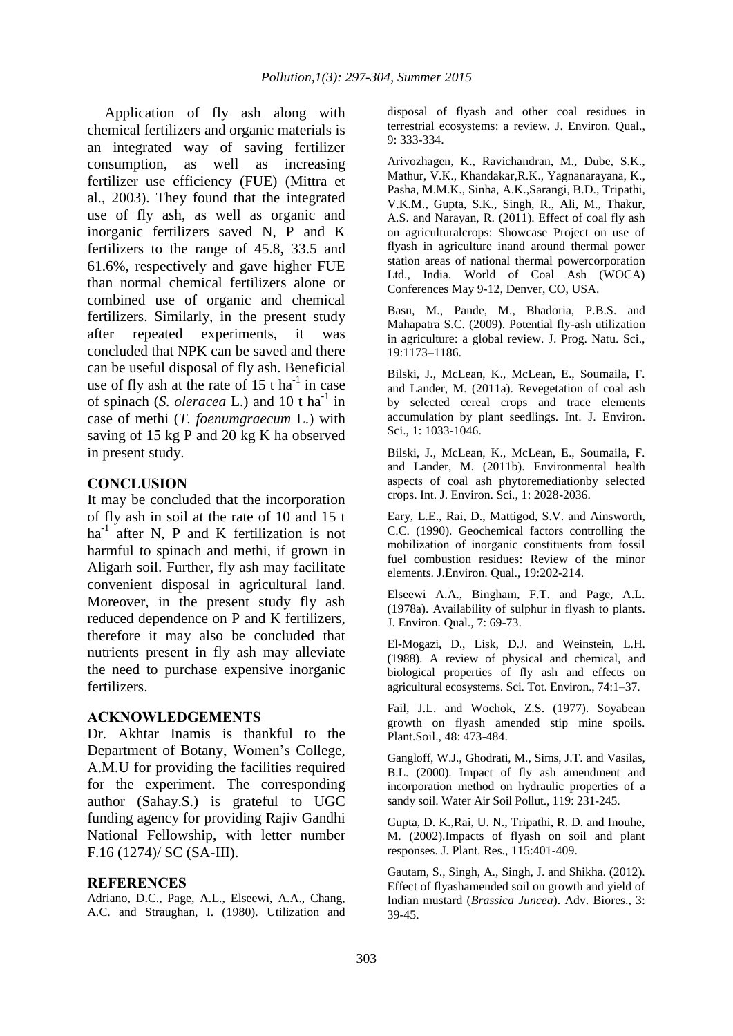Application of fly ash along with chemical fertilizers and organic materials is an integrated way of saving fertilizer consumption, as well as increasing fertilizer use efficiency (FUE) (Mittra et al., 2003). They found that the integrated use of fly ash, as well as organic and inorganic fertilizers saved N, P and K fertilizers to the range of 45.8, 33.5 and 61.6%, respectively and gave higher FUE than normal chemical fertilizers alone or combined use of organic and chemical fertilizers. Similarly, in the present study after repeated experiments, it was concluded that NPK can be saved and there can be useful disposal of fly ash. Beneficial use of fly ash at the rate of 15 t $ha^{-1}$ in case of spinach (*S. oleracea* L.) and 10 t $ha^{-1}$ in case of methi (*T. foenumgraecum* L.) with saving of 15 kg P and 20 kg K ha observed in present study.

## CONCLUSION

It may be concluded that the incorporation of fly ash in soil at the rate of 10 and 15 t $ha^{-1}$ after N, P and K fertilization is not harmful to spinach and methi, if grown in Aligarh soil. Further, fly ash may facilitate convenient disposal in agricultural land. Moreover, in the present study fly ash reduced dependence on P and K fertilizers, therefore it may also be concluded that nutrients present in fly ash may alleviate the need to purchase expensive inorganic fertilizers.

## ACKNOWLEDGEMENTS

Dr. Akhtar Inamis is thankful to the Department of Botany, Women's College, A.M.U for providing the facilities required for the experiment. The corresponding author (Sahay.S.) is grateful to UGC funding agency for providing Rajiv Gandhi National Fellowship, with letter number F.16 (1274)/ SC (SA-III).

## REFERENCES

Adriano, D.C., Page, A.L., Elseewi, A.A., Chang, A.C. and Straughan, I. (1980). Utilization and disposal of flyash and other coal residues in terrestrial ecosystems: a review. J. Environ. Qual., 9: 333-334.

Arivozhagen, K., Ravichandran, M., Dube, S.K., Mathur, V.K., Khandakar,R.K., Yagnanarayana, K., Pasha, M.M.K., Sinha, A.K.,Sarangi, B.D., Tripathi, V.K.M., Gupta, S.K., Singh, R., Ali, M., Thakur, A.S. and Narayan, R. (2011). Effect of coal fly ash on agriculturalcrops: Showcase Project on use of flyash in agriculture inand around thermal power station areas of national thermal powercorporation Ltd., India. World of Coal Ash (WOCA) Conferences May 9-12, Denver, CO, USA.

Basu, M., Pande, M., Bhadoria, P.B.S. and Mahapatra S.C. (2009). Potential fly-ash utilization in agriculture: a global review. J. Prog. Natu. Sci., 19:1173–1186.

Bilski, J., McLean, K., McLean, E., Soumaila, F. and Lander, M. (2011a). Revegetation of coal ash by selected cereal crops and trace elements accumulation by plant seedlings. Int. J. Environ. Sci., 1: 1033-1046.

Bilski, J., McLean, K., McLean, E., Soumaila, F. and Lander, M. (2011b). Environmental health aspects of coal ash phytoremediationby selected crops. Int. J. Environ. Sci., 1: 2028-2036.

Eary, L.E., Rai, D., Mattigod, S.V. and Ainsworth, C.C. (1990). Geochemical factors controlling the mobilization of inorganic constituents from fossil fuel combustion residues: Review of the minor elements. J.Environ. Qual., 19:202-214.

Elseewi A.A., Bingham, F.T. and Page, A.L. (1978a). Availability of sulphur in flyash to plants. J. Environ. Qual., 7: 69-73.

El-Mogazi, D., Lisk, D.J. and Weinstein, L.H. (1988). A review of physical and chemical, and biological properties of fly ash and effects on agricultural ecosystems. Sci. Tot. Environ., 74:1–37.

Fail, J.L. and Wochok, Z.S. (1977). Soyabean growth on flyash amended stip mine spoils. Plant.Soil., 48: 473-484.

Gangloff, W.J., Ghodrati, M., Sims, J.T. and Vasilas, B.L. (2000). Impact of fly ash amendment and incorporation method on hydraulic properties of a sandy soil. Water Air Soil Pollut., 119: 231-245.

Gupta, D. K.,Rai, U. N., Tripathi, R. D. and Inouhe, M. (2002).Impacts of flyash on soil and plant responses. J. Plant. Res., 115:401-409.

Gautam, S., Singh, A., Singh, J. and Shikha. (2012). Effect of flyashamended soil on growth and yield of Indian mustard (*Brassica Juncea*). Adv. Biores., 3: 39-45.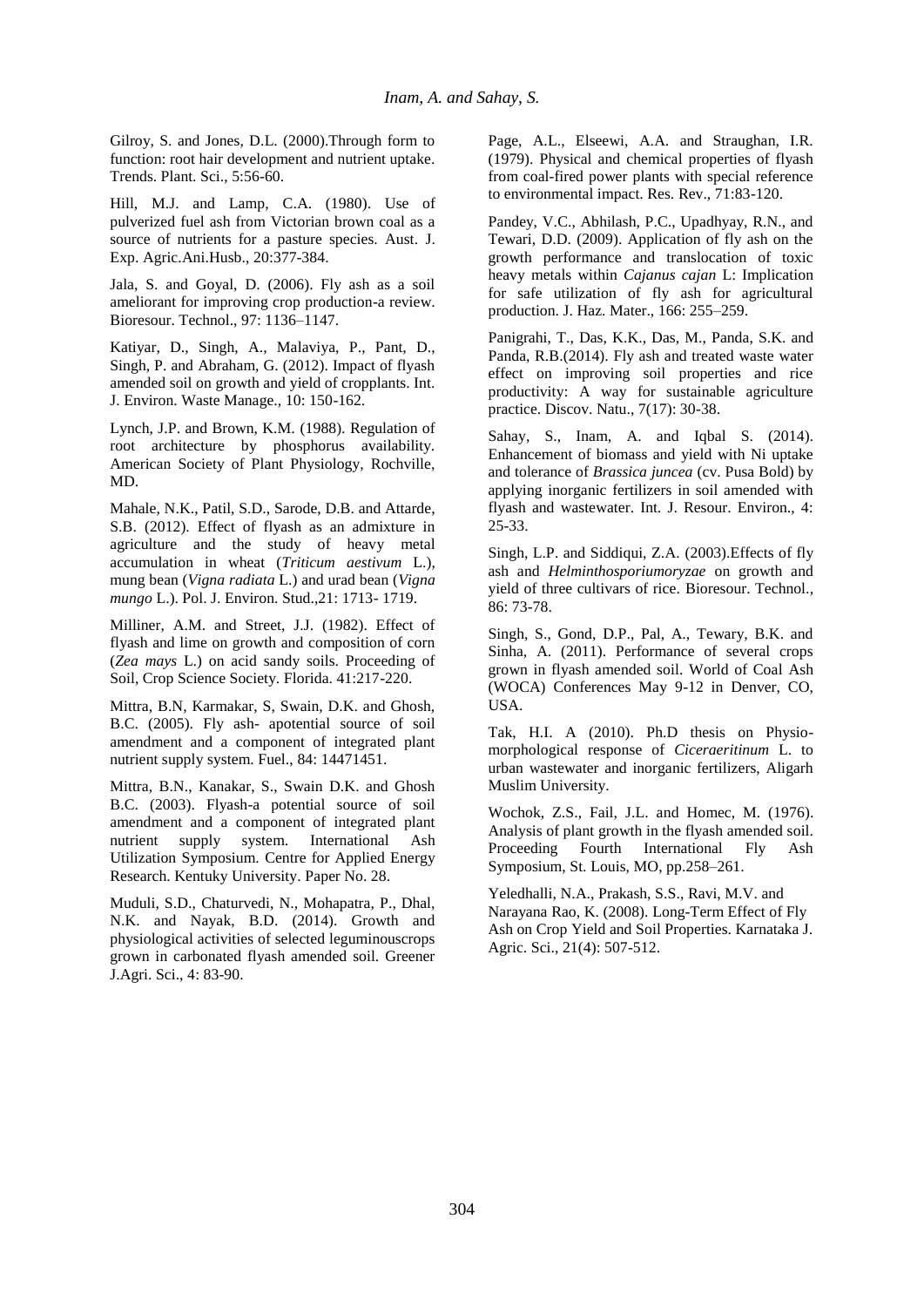Gilroy, S. and Jones, D.L. (2000).Through form to function: root hair development and nutrient uptake. Trends. Plant. Sci., 5:56-60.

Hill, M.J. and Lamp, C.A. (1980). Use of pulverized fuel ash from Victorian brown coal as a source of nutrients for a pasture species. Aust. J. Exp. Agric.Ani.Husb., 20:377-384.

Jala, S. and Goyal, D. (2006). Fly ash as a soil ameliorant for improving crop production-a review. Bioresour. Technol., 97: 1136–1147.

Katiyar, D., Singh, A., Malaviya, P., Pant, D., Singh, P. and Abraham, G. (2012). Impact of flyash amended soil on growth and yield of cropplants. Int. J. Environ. Waste Manage., 10: 150-162.

Lynch, J.P. and Brown, K.M. (1988). Regulation of root architecture by phosphorus availability. American Society of Plant Physiology, Rochville, MD.

Mahale, N.K., Patil, S.D., Sarode, D.B. and Attarde, S.B. (2012). Effect of flyash as an admixture in agriculture and the study of heavy metal accumulation in wheat (*Triticum aestivum* L.), mung bean (*Vigna radiata* L.) and urad bean (*Vigna mungo* L.). Pol. J. Environ. Stud.,21: 1713- 1719.

Milliner, A.M. and Street, J.J. (1982). Effect of flyash and lime on growth and composition of corn (*Zea mays* L.) on acid sandy soils. Proceeding of Soil, Crop Science Society. Florida. 41:217-220.

Mittra, B.N, Karmakar, S, Swain, D.K. and Ghosh, B.C. (2005). Fly ash- apotential source of soil amendment and a component of integrated plant nutrient supply system. Fuel., 84: 14471451.

Mittra, B.N., Kanakar, S., Swain D.K. and Ghosh B.C. (2003). Flyash-a potential source of soil amendment and a component of integrated plant nutrient supply system. International Ash Utilization Symposium. Centre for Applied Energy Research. Kentuky University. Paper No. 28.

Muduli, S.D., Chaturvedi, N., Mohapatra, P., Dhal, N.K. and Nayak, B.D. (2014). Growth and physiological activities of selected leguminouscrops grown in carbonated flyash amended soil. Greener J.Agri. Sci., 4: 83-90.

Page, A.L., Elseewi, A.A. and Straughan, I.R. (1979). Physical and chemical properties of flyash from coal-fired power plants with special reference to environmental impact. Res. Rev., 71:83-120.

Pandey, V.C., Abhilash, P.C., Upadhyay, R.N., and Tewari, D.D. (2009). Application of fly ash on the growth performance and translocation of toxic heavy metals within *Cajanus cajan* L: Implication for safe utilization of fly ash for agricultural production. J. Haz. Mater., 166: 255–259.

Panigrahi, T., Das, K.K., Das, M., Panda, S.K. and Panda, R.B.(2014). Fly ash and treated waste water effect on improving soil properties and rice productivity: A way for sustainable agriculture practice. Discov. Natu., 7(17): 30-38.

Sahay, S., Inam, A. and Iqbal S. (2014). Enhancement of biomass and yield with Ni uptake and tolerance of *Brassica juncea* (cv. Pusa Bold) by applying inorganic fertilizers in soil amended with flyash and wastewater. Int. J. Resour. Environ., 4: 25-33.

Singh, L.P. and Siddiqui, Z.A. (2003).Effects of fly ash and *Helminthosporiumoryzae* on growth and yield of three cultivars of rice. Bioresour. Technol., 86: 73-78.

Singh, S., Gond, D.P., Pal, A., Tewary, B.K. and Sinha, A. (2011). Performance of several crops grown in flyash amended soil. World of Coal Ash (WOCA) Conferences May 9-12 in Denver, CO, USA.

Tak, H.I. A (2010). Ph.D thesis on Physio-morphological response of *Ciceraeritinum* L. to urban wastewater and inorganic fertilizers, Aligarh Muslim University.

Wochok, Z.S., Fail, J.L. and Homec, M. (1976). Analysis of plant growth in the flyash amended soil. Proceeding Fourth International Fly Ash Symposium, St. Louis, MO, pp.258–261.

Yeledhalli, N.A., Prakash, S.S., Ravi, M.V. and Narayana Rao, K. (2008). Long-Term Effect of Fly Ash on Crop Yield and Soil Properties. Karnataka J. Agric. Sci., 21(4): 507-512.